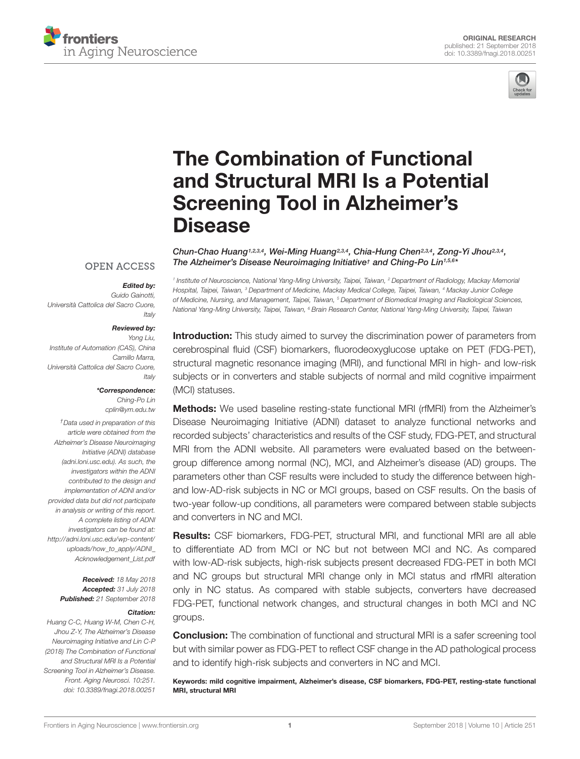ORIGINAL RESEARCH
published: 21 September 2018
doi: 10.3389/fnagi.2018.00251

# The Combination of Functional and Structural MRI Is a Potential Screening Tool in Alzheimer's Disease

*Chun-Chao Huang[1,2,3,4], Wei-Ming Huang[2,3,4], Chia-Hung Chen[2,3,4], Zong-Yi Jhou[2,3,4], The Alzheimer's Disease Neuroimaging Initiative† and Ching-Po Lin[1,5,6]\**

[1] Institute of Neuroscience, National Yang-Ming University, Taipei, Taiwan, [2] Department of Radiology, Mackay Memorial Hospital, Taipei, Taiwan, [3] Department of Medicine, Mackay Medical College, Taipei, Taiwan, [4] Mackay Junior College of Medicine, Nursing, and Management, Taipei, Taiwan, [5] Department of Biomedical Imaging and Radiological Sciences, National Yang-Ming University, Taipei, Taiwan, [6] Brain Research Center, National Yang-Ming University, Taipei, Taiwan

OPEN ACCESS

***Edited by:***
*Guido Gainotti, Università Cattolica del Sacro Cuore, Italy*

***Reviewed by:***
*Yong Liu, Institute of Automation (CAS), China*
*Camillo Marra, Università Cattolica del Sacro Cuore, Italy*

***\*Correspondence:***
*Ching-Po Lin*
*cplin@ym.edu.tw*

*†Data used in preparation of this article were obtained from the Alzheimer's Disease Neuroimaging Initiative (ADNI) database (adni.loni.usc.edu). As such, the investigators within the ADNI contributed to the design and implementation of ADNI and/or provided data but did not participate in analysis or writing of this report. A complete listing of ADNI investigators can be found at: http://adni.loni.usc.edu/wp-content/uploads/how_to_apply/ADNI_Acknowledgement_List.pdf*

***Received:*** *18 May 2018*
***Accepted:*** *31 July 2018*
***Published:*** *21 September 2018*

***Citation:***
*Huang C-C, Huang W-M, Chen C-H, Jhou Z-Y, The Alzheimer's Disease Neuroimaging Initiative and Lin C-P (2018) The Combination of Functional and Structural MRI Is a Potential Screening Tool in Alzheimer's Disease. Front. Aging Neurosci. 10:251. doi: 10.3389/fnagi.2018.00251*

**Introduction:** This study aimed to survey the discrimination power of parameters from cerebrospinal fluid (CSF) biomarkers, fluorodeoxyglucose uptake on PET (FDG-PET), structural magnetic resonance imaging (MRI), and functional MRI in high- and low-risk subjects or in converters and stable subjects of normal and mild cognitive impairment (MCI) statuses.

**Methods:** We used baseline resting-state functional MRI (rfMRI) from the Alzheimer's Disease Neuroimaging Initiative (ADNI) dataset to analyze functional networks and recorded subjects' characteristics and results of the CSF study, FDG-PET, and structural MRI from the ADNI website. All parameters were evaluated based on the between-group difference among normal (NC), MCI, and Alzheimer's disease (AD) groups. The parameters other than CSF results were included to study the difference between high- and low-AD-risk subjects in NC or MCI groups, based on CSF results. On the basis of two-year follow-up conditions, all parameters were compared between stable subjects and converters in NC and MCI.

**Results:** CSF biomarkers, FDG-PET, structural MRI, and functional MRI are all able to differentiate AD from MCI or NC but not between MCI and NC. As compared with low-AD-risk subjects, high-risk subjects present decreased FDG-PET in both MCI and NC groups but structural MRI change only in MCI status and rfMRI alteration only in NC status. As compared with stable subjects, converters have decreased FDG-PET, functional network changes, and structural changes in both MCI and NC groups.

**Conclusion:** The combination of functional and structural MRI is a safer screening tool but with similar power as FDG-PET to reflect CSF change in the AD pathological process and to identify high-risk subjects and converters in NC and MCI.

**Keywords: mild cognitive impairment, Alzheimer's disease, CSF biomarkers, FDG-PET, resting-state functional MRI, structural MRI**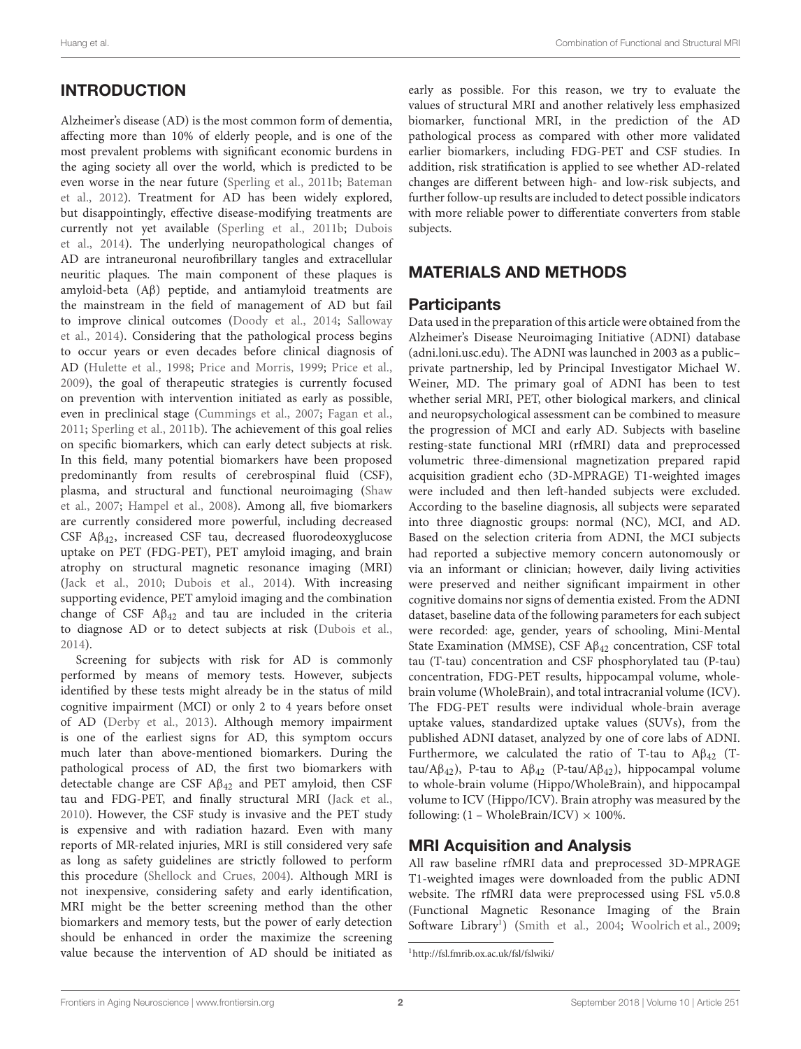## INTRODUCTION

Alzheimer's disease (AD) is the most common form of dementia, affecting more than 10% of elderly people, and is one of the most prevalent problems with significant economic burdens in the aging society all over the world, which is predicted to be even worse in the near future (Sperling et al., 2011b; Bateman et al., 2012). Treatment for AD has been widely explored, but disappointingly, effective disease-modifying treatments are currently not yet available (Sperling et al., 2011b; Dubois et al., 2014). The underlying neuropathological changes of AD are intraneuronal neurofibrillary tangles and extracellular neuritic plaques. The main component of these plaques is amyloid-beta (Aβ) peptide, and antiamyloid treatments are the mainstream in the field of management of AD but fail to improve clinical outcomes (Doody et al., 2014; Salloway et al., 2014). Considering that the pathological process begins to occur years or even decades before clinical diagnosis of AD (Hulette et al., 1998; Price and Morris, 1999; Price et al., 2009), the goal of therapeutic strategies is currently focused on prevention with intervention initiated as early as possible, even in preclinical stage (Cummings et al., 2007; Fagan et al., 2011; Sperling et al., 2011b). The achievement of this goal relies on specific biomarkers, which can early detect subjects at risk. In this field, many potential biomarkers have been proposed predominantly from results of cerebrospinal fluid (CSF), plasma, and structural and functional neuroimaging (Shaw et al., 2007; Hampel et al., 2008). Among all, five biomarkers are currently considered more powerful, including decreased CSF $A\beta_{42}$, increased CSF tau, decreased fluorodeoxyglucose uptake on PET (FDG-PET), PET amyloid imaging, and brain atrophy on structural magnetic resonance imaging (MRI) (Jack et al., 2010; Dubois et al., 2014). With increasing supporting evidence, PET amyloid imaging and the combination change of CSF $A\beta_{42}$ and tau are included in the criteria to diagnose AD or to detect subjects at risk (Dubois et al., 2014).

Screening for subjects with risk for AD is commonly performed by means of memory tests. However, subjects identified by these tests might already be in the status of mild cognitive impairment (MCI) or only 2 to 4 years before onset of AD (Derby et al., 2013). Although memory impairment is one of the earliest signs for AD, this symptom occurs much later than above-mentioned biomarkers. During the pathological process of AD, the first two biomarkers with detectable change are CSF $A\beta_{42}$ and PET amyloid, then CSF tau and FDG-PET, and finally structural MRI (Jack et al., 2010). However, the CSF study is invasive and the PET study is expensive and with radiation hazard. Even with many reports of MR-related injuries, MRI is still considered very safe as long as safety guidelines are strictly followed to perform this procedure (Shellock and Crues, 2004). Although MRI is not inexpensive, considering safety and early identification, MRI might be the better screening method than the other biomarkers and memory tests, but the power of early detection should be enhanced in order the maximize the screening value because the intervention of AD should be initiated as early as possible. For this reason, we try to evaluate the values of structural MRI and another relatively less emphasized biomarker, functional MRI, in the prediction of the AD pathological process as compared with other more validated earlier biomarkers, including FDG-PET and CSF studies. In addition, risk stratification is applied to see whether AD-related changes are different between high- and low-risk subjects, and further follow-up results are included to detect possible indicators with more reliable power to differentiate converters from stable subjects.

## MATERIALS AND METHODS

### Participants

Data used in the preparation of this article were obtained from the Alzheimer's Disease Neuroimaging Initiative (ADNI) database (adni.loni.usc.edu). The ADNI was launched in 2003 as a public–private partnership, led by Principal Investigator Michael W. Weiner, MD. The primary goal of ADNI has been to test whether serial MRI, PET, other biological markers, and clinical and neuropsychological assessment can be combined to measure the progression of MCI and early AD. Subjects with baseline resting-state functional MRI (rfMRI) data and preprocessed volumetric three-dimensional magnetization prepared rapid acquisition gradient echo (3D-MPRAGE) T1-weighted images were included and then left-handed subjects were excluded. According to the baseline diagnosis, all subjects were separated into three diagnostic groups: normal (NC), MCI, and AD. Based on the selection criteria from ADNI, the MCI subjects had reported a subjective memory concern autonomously or via an informant or clinician; however, daily living activities were preserved and neither significant impairment in other cognitive domains nor signs of dementia existed. From the ADNI dataset, baseline data of the following parameters for each subject were recorded: age, gender, years of schooling, Mini-Mental State Examination (MMSE), CSF $A\beta_{42}$ concentration, CSF total tau (T-tau) concentration and CSF phosphorylated tau (P-tau) concentration, FDG-PET results, hippocampal volume, whole-brain volume (WholeBrain), and total intracranial volume (ICV). The FDG-PET results were individual whole-brain average uptake values, standardized uptake values (SUVs), from the published ADNI dataset, analyzed by one of core labs of ADNI. Furthermore, we calculated the ratio of T-tau to $A\beta_{42}$ (T-tau/$A\beta_{42}$), P-tau to $A\beta_{42}$ (P-tau/$A\beta_{42}$), hippocampal volume to whole-brain volume (Hippo/WholeBrain), and hippocampal volume to ICV (Hippo/ICV). Brain atrophy was measured by the following: (1 – WholeBrain/ICV) × 100%.

### MRI Acquisition and Analysis

All raw baseline rfMRI data and preprocessed 3D-MPRAGE T1-weighted images were downloaded from the public ADNI website. The rfMRI data were preprocessed using FSL v5.0.8 (Functional Magnetic Resonance Imaging of the Brain Software Library[1]) (Smith et al., 2004; Woolrich et al., 2009;

[1] http://fsl.fmrib.ox.ac.uk/fsl/fslwiki/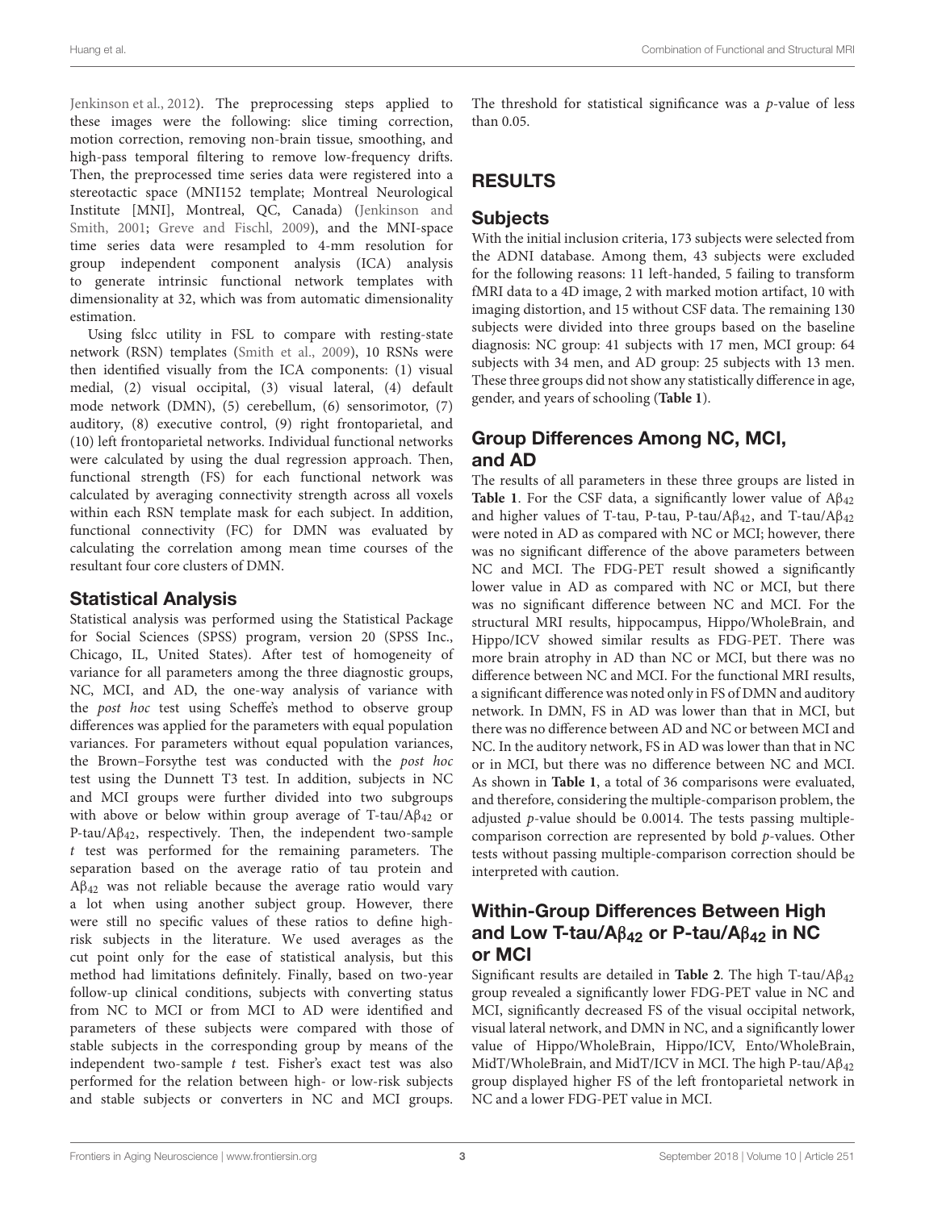Jenkinson et al., 2012). The preprocessing steps applied to these images were the following: slice timing correction, motion correction, removing non-brain tissue, smoothing, and high-pass temporal filtering to remove low-frequency drifts. Then, the preprocessed time series data were registered into a stereotactic space (MNI152 template; Montreal Neurological Institute [MNI], Montreal, QC, Canada) (Jenkinson and Smith, 2001; Greve and Fischl, 2009), and the MNI-space time series data were resampled to 4-mm resolution for group independent component analysis (ICA) analysis to generate intrinsic functional network templates with dimensionality at 32, which was from automatic dimensionality estimation.

Using fslcc utility in FSL to compare with resting-state network (RSN) templates (Smith et al., 2009), 10 RSNs were then identified visually from the ICA components: (1) visual medial, (2) visual occipital, (3) visual lateral, (4) default mode network (DMN), (5) cerebellum, (6) sensorimotor, (7) auditory, (8) executive control, (9) right frontoparietal, and (10) left frontoparietal networks. Individual functional networks were calculated by using the dual regression approach. Then, functional strength (FS) for each functional network was calculated by averaging connectivity strength across all voxels within each RSN template mask for each subject. In addition, functional connectivity (FC) for DMN was evaluated by calculating the correlation among mean time courses of the resultant four core clusters of DMN.

### Statistical Analysis

Statistical analysis was performed using the Statistical Package for Social Sciences (SPSS) program, version 20 (SPSS Inc., Chicago, IL, United States). After test of homogeneity of variance for all parameters among the three diagnostic groups, NC, MCI, and AD, the one-way analysis of variance with the *post hoc* test using Scheffe's method to observe group differences was applied for the parameters with equal population variances. For parameters without equal population variances, the Brown–Forsythe test was conducted with the *post hoc* test using the Dunnett T3 test. In addition, subjects in NC and MCI groups were further divided into two subgroups with above or below within group average of T-tau/A$\beta_{42}$ or P-tau/A$\beta_{42}$, respectively. Then, the independent two-sample *t* test was performed for the remaining parameters. The separation based on the average ratio of tau protein and A$\beta_{42}$ was not reliable because the average ratio would vary a lot when using another subject group. However, there were still no specific values of these ratios to define high-risk subjects in the literature. We used averages as the cut point only for the ease of statistical analysis, but this method had limitations definitely. Finally, based on two-year follow-up clinical conditions, subjects with converting status from NC to MCI or from MCI to AD were identified and parameters of these subjects were compared with those of stable subjects in the corresponding group by means of the independent two-sample *t* test. Fisher's exact test was also performed for the relation between high- or low-risk subjects and stable subjects or converters in NC and MCI groups. The threshold for statistical significance was a *p*-value of less than 0.05.

## RESULTS

### Subjects

With the initial inclusion criteria, 173 subjects were selected from the ADNI database. Among them, 43 subjects were excluded for the following reasons: 11 left-handed, 5 failing to transform fMRI data to a 4D image, 2 with marked motion artifact, 10 with imaging distortion, and 15 without CSF data. The remaining 130 subjects were divided into three groups based on the baseline diagnosis: NC group: 41 subjects with 17 men, MCI group: 64 subjects with 34 men, and AD group: 25 subjects with 13 men. These three groups did not show any statistically difference in age, gender, and years of schooling (**Table 1**).

### Group Differences Among NC, MCI, and AD

The results of all parameters in these three groups are listed in **Table 1**. For the CSF data, a significantly lower value of A$\beta_{42}$ and higher values of T-tau, P-tau, P-tau/A$\beta_{42}$, and T-tau/A$\beta_{42}$ were noted in AD as compared with NC or MCI; however, there was no significant difference of the above parameters between NC and MCI. The FDG-PET result showed a significantly lower value in AD as compared with NC or MCI, but there was no significant difference between NC and MCI. For the structural MRI results, hippocampus, Hippo/WholeBrain, and Hippo/ICV showed similar results as FDG-PET. There was more brain atrophy in AD than NC or MCI, but there was no difference between NC and MCI. For the functional MRI results, a significant difference was noted only in FS of DMN and auditory network. In DMN, FS in AD was lower than that in MCI, but there was no difference between AD and NC or between MCI and NC. In the auditory network, FS in AD was lower than that in NC or in MCI, but there was no difference between NC and MCI. As shown in **Table 1**, a total of 36 comparisons were evaluated, and therefore, considering the multiple-comparison problem, the adjusted *p*-value should be 0.0014. The tests passing multiple-comparison correction are represented by bold *p*-values. Other tests without passing multiple-comparison correction should be interpreted with caution.

### Within-Group Differences Between High and Low T-tau/A$\beta_{42}$ or P-tau/A$\beta_{42}$ in NC or MCI

Significant results are detailed in **Table 2**. The high T-tau/A$\beta_{42}$ group revealed a significantly lower FDG-PET value in NC and MCI, significantly decreased FS of the visual occipital network, visual lateral network, and DMN in NC, and a significantly lower value of Hippo/WholeBrain, Hippo/ICV, Ento/WholeBrain, MidT/WholeBrain, and MidT/ICV in MCI. The high P-tau/A$\beta_{42}$ group displayed higher FS of the left frontoparietal network in NC and a lower FDG-PET value in MCI.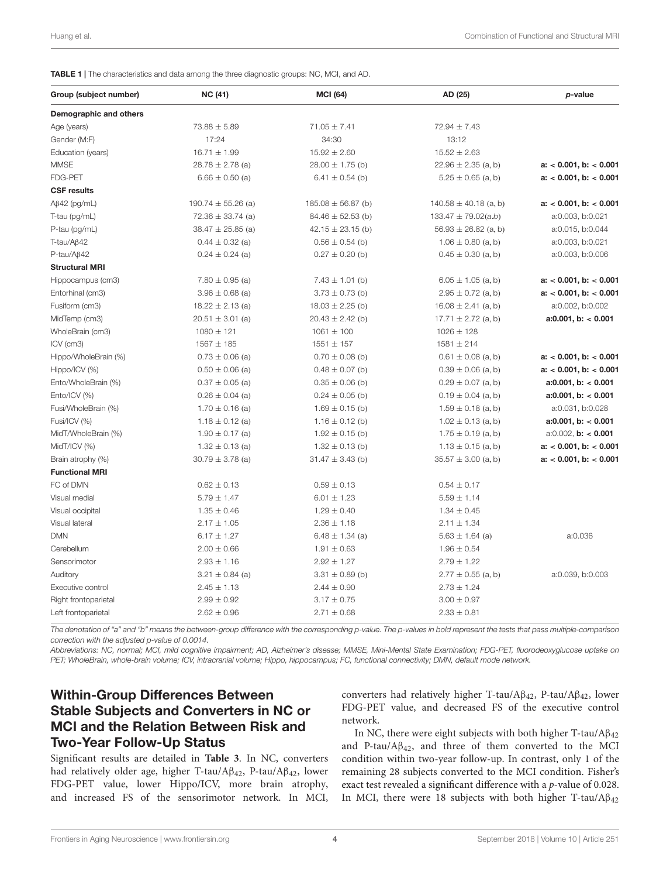**TABLE 1 |** The characteristics and data among the three diagnostic groups: NC, MCI, and AD.

| Group (subject number) | NC (41) | MCI (64) | AD (25) | p-value |
|---|---|---|---|---|
| **Demographic and others** | | | | |
| Age (years) | 73.88 ± 5.89 | 71.05 ± 7.41 | 72.94 ± 7.43 | |
| Gender (M:F) | 17:24 | 34:30 | 13:12 | |
| Education (years) | 16.71 ± 1.99 | 15.92 ± 2.60 | 15.52 ± 2.63 | |
| MMSE | 28.78 ± 2.78 (a) | 28.00 ± 1.75 (b) | 22.96 ± 2.35 (a, b) | **a: < 0.001, b: < 0.001** |
| FDG-PET | 6.66 ± 0.50 (a) | 6.41 ± 0.54 (b) | 5.25 ± 0.65 (a, b) | **a: < 0.001, b: < 0.001** |
| **CSF results** | | | | |
| Aβ42 (pg/mL) | 190.74 ± 55.26 (a) | 185.08 ± 56.87 (b) | 140.58 ± 40.18 (a, b) | **a: < 0.001, b: < 0.001** |
| T-tau (pg/mL) | 72.36 ± 33.74 (a) | 84.46 ± 52.53 (b) | 133.47 ± 79.02(*a,b*) | a:0.003, b:0.021 |
| P-tau (pg/mL) | 38.47 ± 25.85 (a) | 42.15 ± 23.15 (b) | 56.93 ± 26.82 (a, b) | a:0.015, b:0.044 |
| T-tau/Aβ42 | 0.44 ± 0.32 (a) | 0.56 ± 0.54 (b) | 1.06 ± 0.80 (a, b) | a:0.003, b:0.021 |
| P-tau/Aβ42 | 0.24 ± 0.24 (a) | 0.27 ± 0.20 (b) | 0.45 ± 0.30 (a, b) | a:0.003, b:0.006 |
| **Structural MRI** | | | | |
| Hippocampus (cm3) | 7.80 ± 0.95 (a) | 7.43 ± 1.01 (b) | 6.05 ± 1.05 (a, b) | **a: < 0.001, b: < 0.001** |
| Entorhinal (cm3) | 3.96 ± 0.68 (a) | 3.73 ± 0.73 (b) | 2.95 ± 0.72 (a, b) | **a: < 0.001, b: < 0.001** |
| Fusiform (cm3) | 18.22 ± 2.13 (a) | 18.03 ± 2.25 (b) | 16.08 ± 2.41 (a, b) | a:0.002, b:0.002 |
| MidTemp (cm3) | 20.51 ± 3.01 (a) | 20.43 ± 2.42 (b) | 17.71 ± 2.72 (a, b) | **a:0.001, b: < 0.001** |
| WholeBrain (cm3) | 1080 ± 121 | 1061 ± 100 | 1026 ± 128 | |
| ICV (cm3) | 1567 ± 185 | 1551 ± 157 | 1581 ± 214 | |
| Hippo/WholeBrain (%) | 0.73 ± 0.06 (a) | 0.70 ± 0.08 (b) | 0.61 ± 0.08 (a, b) | **a: < 0.001, b: < 0.001** |
| Hippo/ICV (%) | 0.50 ± 0.06 (a) | 0.48 ± 0.07 (b) | 0.39 ± 0.06 (a, b) | **a: < 0.001, b: < 0.001** |
| Ento/WholeBrain (%) | 0.37 ± 0.05 (a) | 0.35 ± 0.06 (b) | 0.29 ± 0.07 (a, b) | **a:0.001, b: < 0.001** |
| Ento/ICV (%) | 0.26 ± 0.04 (a) | 0.24 ± 0.05 (b) | 0.19 ± 0.04 (a, b) | **a:0.001, b: < 0.001** |
| Fusi/WholeBrain (%) | 1.70 ± 0.16 (a) | 1.69 ± 0.15 (b) | 1.59 ± 0.18 (a, b) | a:0.031, b:0.028 |
| Fusi/ICV (%) | 1.18 ± 0.12 (a) | 1.16 ± 0.12 (b) | 1.02 ± 0.13 (a, b) | **a:0.001, b: < 0.001** |
| MidT/WholeBrain (%) | 1.90 ± 0.17 (a) | 1.92 ± 0.15 (b) | 1.75 ± 0.19 (a, b) | a:0.002, **b: < 0.001** |
| MidT/ICV (%) | 1.32 ± 0.13 (a) | 1.32 ± 0.13 (b) | 1.13 ± 0.15 (a, b) | **a: < 0.001, b: < 0.001** |
| Brain atrophy (%) | 30.79 ± 3.78 (a) | 31.47 ± 3.43 (b) | 35.57 ± 3.00 (a, b) | **a: < 0.001, b: < 0.001** |
| **Functional MRI** | | | | |
| FC of DMN | 0.62 ± 0.13 | 0.59 ± 0.13 | 0.54 ± 0.17 | |
| Visual medial | 5.79 ± 1.47 | 6.01 ± 1.23 | 5.59 ± 1.14 | |
| Visual occipital | 1.35 ± 0.46 | 1.29 ± 0.40 | 1.34 ± 0.45 | |
| Visual lateral | 2.17 ± 1.05 | 2.36 ± 1.18 | 2.11 ± 1.34 | |
| DMN | 6.17 ± 1.27 | 6.48 ± 1.34 (a) | 5.63 ± 1.64 (a) | a:0.036 |
| Cerebellum | 2.00 ± 0.66 | 1.91 ± 0.63 | 1.96 ± 0.54 | |
| Sensorimotor | 2.93 ± 1.16 | 2.92 ± 1.27 | 2.79 ± 1.22 | |
| Auditory | 3.21 ± 0.84 (a) | 3.31 ± 0.89 (b) | 2.77 ± 0.55 (a, b) | a:0.039, b:0.003 |
| Executive control | 2.45 ± 1.13 | 2.44 ± 0.90 | 2.73 ± 1.24 | |
| Right frontoparietal | 2.99 ± 0.92 | 3.17 ± 0.75 | 3.00 ± 0.97 | |
| Left frontoparietal | 2.62 ± 0.96 | 2.71 ± 0.68 | 2.33 ± 0.81 | |

*The denotation of "a" and "b" means the between-group difference with the corresponding p-value. The p-values in bold represent the tests that pass multiple-comparison correction with the adjusted p-value of 0.0014.*

*Abbreviations: NC, normal; MCI, mild cognitive impairment; AD, Alzheimer's disease; MMSE, Mini-Mental State Examination; FDG-PET, fluorodeoxyglucose uptake on PET; WholeBrain, whole-brain volume; ICV, intracranial volume; Hippo, hippocampus; FC, functional connectivity; DMN, default mode network.*

## Within-Group Differences Between Stable Subjects and Converters in NC or MCI and the Relation Between Risk and Two-Year Follow-Up Status

Significant results are detailed in **Table 3**. In NC, converters had relatively older age, higher T-tau/$A\beta_{42}$, P-tau/$A\beta_{42}$, lower FDG-PET value, lower Hippo/ICV, more brain atrophy, and increased FS of the sensorimotor network. In MCI, converters had relatively higher T-tau/$A\beta_{42}$, P-tau/$A\beta_{42}$, lower FDG-PET value, and decreased FS of the executive control network.

In NC, there were eight subjects with both higher T-tau/$A\beta_{42}$ and P-tau/$A\beta_{42}$, and three of them converted to the MCI condition within two-year follow-up. In contrast, only 1 of the remaining 28 subjects converted to the MCI condition. Fisher's exact test revealed a significant difference with a *p*-value of 0.028. In MCI, there were 18 subjects with both higher T-tau/$A\beta_{42}$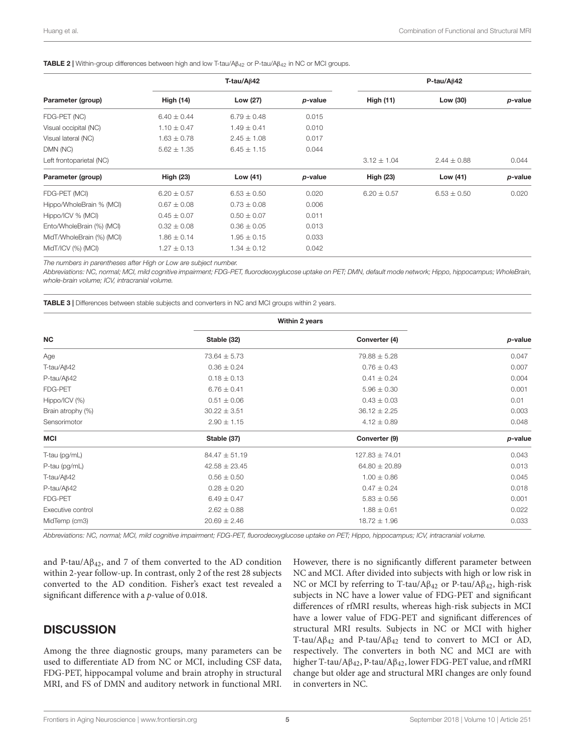**TABLE 2 |** Within-group differences between high and low T-tau/A$\beta_{42}$ or P-tau/A$\beta_{42}$ in NC or MCI groups.

| Parameter (group) | T-tau/Aβ42 | | | P-tau/Aβ42 | | |
|---|---|---|---|---|---|---|
| | **High (14)** | **Low (27)** | ***p*-value** | **High (11)** | **Low (30)** | ***p*-value** |
| FDG-PET (NC) | 6.40 ± 0.44 | 6.79 ± 0.48 | 0.015 | | | |
| Visual occipital (NC) | 1.10 ± 0.47 | 1.49 ± 0.41 | 0.010 | | | |
| Visual lateral (NC) | 1.63 ± 0.78 | 2.45 ± 1.08 | 0.017 | | | |
| DMN (NC) | 5.62 ± 1.35 | 6.45 ± 1.15 | 0.044 | | | |
| Left frontoparietal (NC) | | | | 3.12 ± 1.04 | 2.44 ± 0.88 | 0.044 |
| **Parameter (group)** | **High (23)** | **Low (41)** | ***p*-value** | **High (23)** | **Low (41)** | ***p*-value** |
| FDG-PET (MCI) | 6.20 ± 0.57 | 6.53 ± 0.50 | 0.020 | 6.20 ± 0.57 | 6.53 ± 0.50 | 0.020 |
| Hippo/WholeBrain % (MCI) | 0.67 ± 0.08 | 0.73 ± 0.08 | 0.006 | | | |
| Hippo/ICV % (MCI) | 0.45 ± 0.07 | 0.50 ± 0.07 | 0.011 | | | |
| Ento/WholeBrain (%) (MCI) | 0.32 ± 0.08 | 0.36 ± 0.05 | 0.013 | | | |
| MidT/WholeBrain (%) (MCI) | 1.86 ± 0.14 | 1.95 ± 0.15 | 0.033 | | | |
| MidT/ICV (%) (MCI) | 1.27 ± 0.13 | 1.34 ± 0.12 | 0.042 | | | |

*The numbers in parentheses after High or Low are subject number.*

*Abbreviations: NC, normal; MCI, mild cognitive impairment; FDG-PET, fluorodeoxyglucose uptake on PET; DMN, default mode network; Hippo, hippocampus; WholeBrain, whole-brain volume; ICV, intracranial volume.*

**TABLE 3 |** Differences between stable subjects and converters in NC and MCI groups within 2 years.

| | Within 2 years | | |
|---|---|---|---|
| **NC** | **Stable (32)** | **Converter (4)** | ***p*-value** |
| Age | 73.64 ± 5.73 | 79.88 ± 5.28 | 0.047 |
| T-tau/Aβ42 | 0.36 ± 0.24 | 0.76 ± 0.43 | 0.007 |
| P-tau/Aβ42 | 0.18 ± 0.13 | 0.41 ± 0.24 | 0.004 |
| FDG-PET | 6.76 ± 0.41 | 5.96 ± 0.30 | 0.001 |
| Hippo/ICV (%) | 0.51 ± 0.06 | 0.43 ± 0.03 | 0.01 |
| Brain atrophy (%) | 30.22 ± 3.51 | 36.12 ± 2.25 | 0.003 |
| Sensorimotor | 2.90 ± 1.15 | 4.12 ± 0.89 | 0.048 |
| **MCI** | **Stable (37)** | **Converter (9)** | ***p*-value** |
| T-tau (pg/mL) | 84.47 ± 51.19 | 127.83 ± 74.01 | 0.043 |
| P-tau (pg/mL) | 42.58 ± 23.45 | 64.80 ± 20.89 | 0.013 |
| T-tau/Aβ42 | 0.56 ± 0.50 | 1.00 ± 0.86 | 0.045 |
| P-tau/Aβ42 | 0.28 ± 0.20 | 0.47 ± 0.24 | 0.018 |
| FDG-PET | 6.49 ± 0.47 | 5.83 ± 0.56 | 0.001 |
| Executive control | 2.62 ± 0.88 | 1.88 ± 0.61 | 0.022 |
| MidTemp (cm3) | 20.69 ± 2.46 | 18.72 ± 1.96 | 0.033 |

*Abbreviations: NC, normal; MCI, mild cognitive impairment; FDG-PET, fluorodeoxyglucose uptake on PET; Hippo, hippocampus; ICV, intracranial volume.*

and P-tau/A$\beta_{42}$, and 7 of them converted to the AD condition within 2-year follow-up. In contrast, only 2 of the rest 28 subjects converted to the AD condition. Fisher's exact test revealed a significant difference with a $p$-value of 0.018.

## DISCUSSION

Among the three diagnostic groups, many parameters can be used to differentiate AD from NC or MCI, including CSF data, FDG-PET, hippocampal volume and brain atrophy in structural MRI, and FS of DMN and auditory network in functional MRI. However, there is no significantly different parameter between NC and MCI. After divided into subjects with high or low risk in NC or MCI by referring to T-tau/A$\beta_{42}$ or P-tau/A$\beta_{42}$, high-risk subjects in NC have a lower value of FDG-PET and significant differences of rfMRI results, whereas high-risk subjects in MCI have a lower value of FDG-PET and significant differences of structural MRI results. Subjects in NC or MCI with higher T-tau/A$\beta_{42}$ and P-tau/A$\beta_{42}$ tend to convert to MCI or AD, respectively. The converters in both NC and MCI are with higher T-tau/A$\beta_{42}$, P-tau/A$\beta_{42}$, lower FDG-PET value, and rfMRI change but older age and structural MRI changes are only found in converters in NC.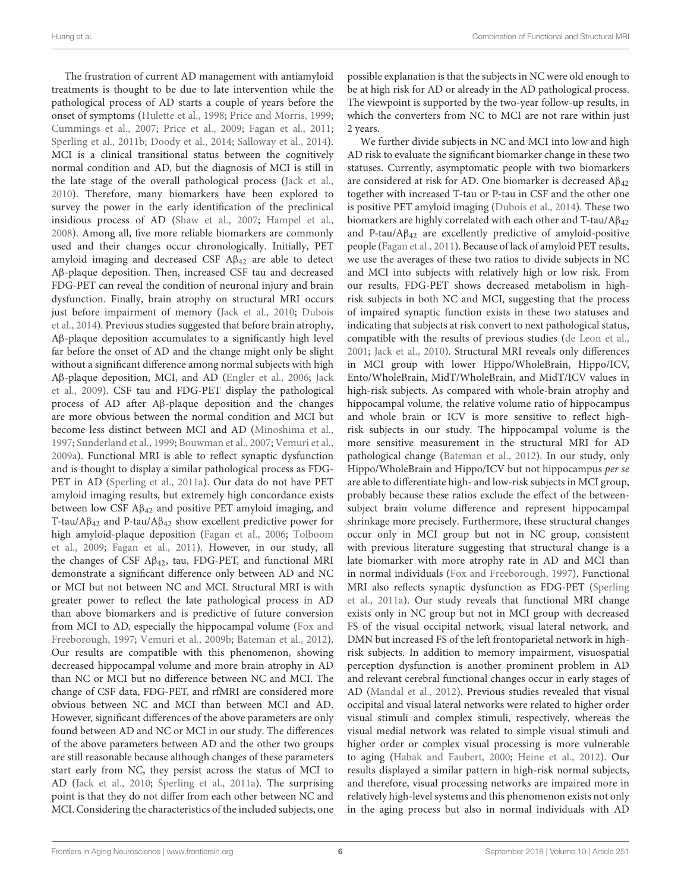The frustration of current AD management with antiamyloid treatments is thought to be due to late intervention while the pathological process of AD starts a couple of years before the onset of symptoms (Hulette et al., 1998; Price and Morris, 1999; Cummings et al., 2007; Price et al., 2009; Fagan et al., 2011; Sperling et al., 2011b; Doody et al., 2014; Salloway et al., 2014). MCI is a clinical transitional status between the cognitively normal condition and AD, but the diagnosis of MCI is still in the late stage of the overall pathological process (Jack et al., 2010). Therefore, many biomarkers have been explored to survey the power in the early identification of the preclinical insidious process of AD (Shaw et al., 2007; Hampel et al., 2008). Among all, five more reliable biomarkers are commonly used and their changes occur chronologically. Initially, PET amyloid imaging and decreased CSF $A\beta_{42}$ are able to detect Aβ-plaque deposition. Then, increased CSF tau and decreased FDG-PET can reveal the condition of neuronal injury and brain dysfunction. Finally, brain atrophy on structural MRI occurs just before impairment of memory (Jack et al., 2010; Dubois et al., 2014). Previous studies suggested that before brain atrophy, Aβ-plaque deposition accumulates to a significantly high level far before the onset of AD and the change might only be slight without a significant difference among normal subjects with high Aβ-plaque deposition, MCI, and AD (Engler et al., 2006; Jack et al., 2009). CSF tau and FDG-PET display the pathological process of AD after Aβ-plaque deposition and the changes are more obvious between the normal condition and MCI but become less distinct between MCI and AD (Minoshima et al., 1997; Sunderland et al., 1999; Bouwman et al., 2007; Vemuri et al., 2009a). Functional MRI is able to reflect synaptic dysfunction and is thought to display a similar pathological process as FDG-PET in AD (Sperling et al., 2011a). Our data do not have PET amyloid imaging results, but extremely high concordance exists between low CSF $A\beta_{42}$ and positive PET amyloid imaging, and T-tau/$A\beta_{42}$ and P-tau/$A\beta_{42}$ show excellent predictive power for high amyloid-plaque deposition (Fagan et al., 2006; Tolboom et al., 2009; Fagan et al., 2011). However, in our study, all the changes of CSF $A\beta_{42}$, tau, FDG-PET, and functional MRI demonstrate a significant difference only between AD and NC or MCI but not between NC and MCI. Structural MRI is with greater power to reflect the late pathological process in AD than above biomarkers and is predictive of future conversion from MCI to AD, especially the hippocampal volume (Fox and Freeborough, 1997; Vemuri et al., 2009b; Bateman et al., 2012). Our results are compatible with this phenomenon, showing decreased hippocampal volume and more brain atrophy in AD than NC or MCI but no difference between NC and MCI. The change of CSF data, FDG-PET, and rfMRI are considered more obvious between NC and MCI than between MCI and AD. However, significant differences of the above parameters are only found between AD and NC or MCI in our study. The differences of the above parameters between AD and the other two groups are still reasonable because although changes of these parameters start early from NC, they persist across the status of MCI to AD (Jack et al., 2010; Sperling et al., 2011a). The surprising point is that they do not differ from each other between NC and MCI. Considering the characteristics of the included subjects, one possible explanation is that the subjects in NC were old enough to be at high risk for AD or already in the AD pathological process. The viewpoint is supported by the two-year follow-up results, in which the converters from NC to MCI are not rare within just 2 years.

We further divide subjects in NC and MCI into low and high AD risk to evaluate the significant biomarker change in these two statuses. Currently, asymptomatic people with two biomarkers are considered at risk for AD. One biomarker is decreased $A\beta_{42}$ together with increased T-tau or P-tau in CSF and the other one is positive PET amyloid imaging (Dubois et al., 2014). These two biomarkers are highly correlated with each other and T-tau/$A\beta_{42}$ and P-tau/$A\beta_{42}$ are excellently predictive of amyloid-positive people (Fagan et al., 2011). Because of lack of amyloid PET results, we use the averages of these two ratios to divide subjects in NC and MCI into subjects with relatively high or low risk. From our results, FDG-PET shows decreased metabolism in high-risk subjects in both NC and MCI, suggesting that the process of impaired synaptic function exists in these two statuses and indicating that subjects at risk convert to next pathological status, compatible with the results of previous studies (de Leon et al., 2001; Jack et al., 2010). Structural MRI reveals only differences in MCI group with lower Hippo/WholeBrain, Hippo/ICV, Ento/WholeBrain, MidT/WholeBrain, and MidT/ICV values in high-risk subjects. As compared with whole-brain atrophy and hippocampal volume, the relative volume ratio of hippocampus and whole brain or ICV is more sensitive to reflect high-risk subjects in our study. The hippocampal volume is the more sensitive measurement in the structural MRI for AD pathological change (Bateman et al., 2012). In our study, only Hippo/WholeBrain and Hippo/ICV but not hippocampus *per se* are able to differentiate high- and low-risk subjects in MCI group, probably because these ratios exclude the effect of the between-subject brain volume difference and represent hippocampal shrinkage more precisely. Furthermore, these structural changes occur only in MCI group but not in NC group, consistent with previous literature suggesting that structural change is a late biomarker with more atrophy rate in AD and MCI than in normal individuals (Fox and Freeborough, 1997). Functional MRI also reflects synaptic dysfunction as FDG-PET (Sperling et al., 2011a). Our study reveals that functional MRI change exists only in NC group but not in MCI group with decreased FS of the visual occipital network, visual lateral network, and DMN but increased FS of the left frontoparietal network in high-risk subjects. In addition to memory impairment, visuospatial perception dysfunction is another prominent problem in AD and relevant cerebral functional changes occur in early stages of AD (Mandal et al., 2012). Previous studies revealed that visual occipital and visual lateral networks were related to higher order visual stimuli and complex stimuli, respectively, whereas the visual medial network was related to simple visual stimuli and higher order or complex visual processing is more vulnerable to aging (Habak and Faubert, 2000; Heine et al., 2012). Our results displayed a similar pattern in high-risk normal subjects, and therefore, visual processing networks are impaired more in relatively high-level systems and this phenomenon exists not only in the aging process but also in normal individuals with AD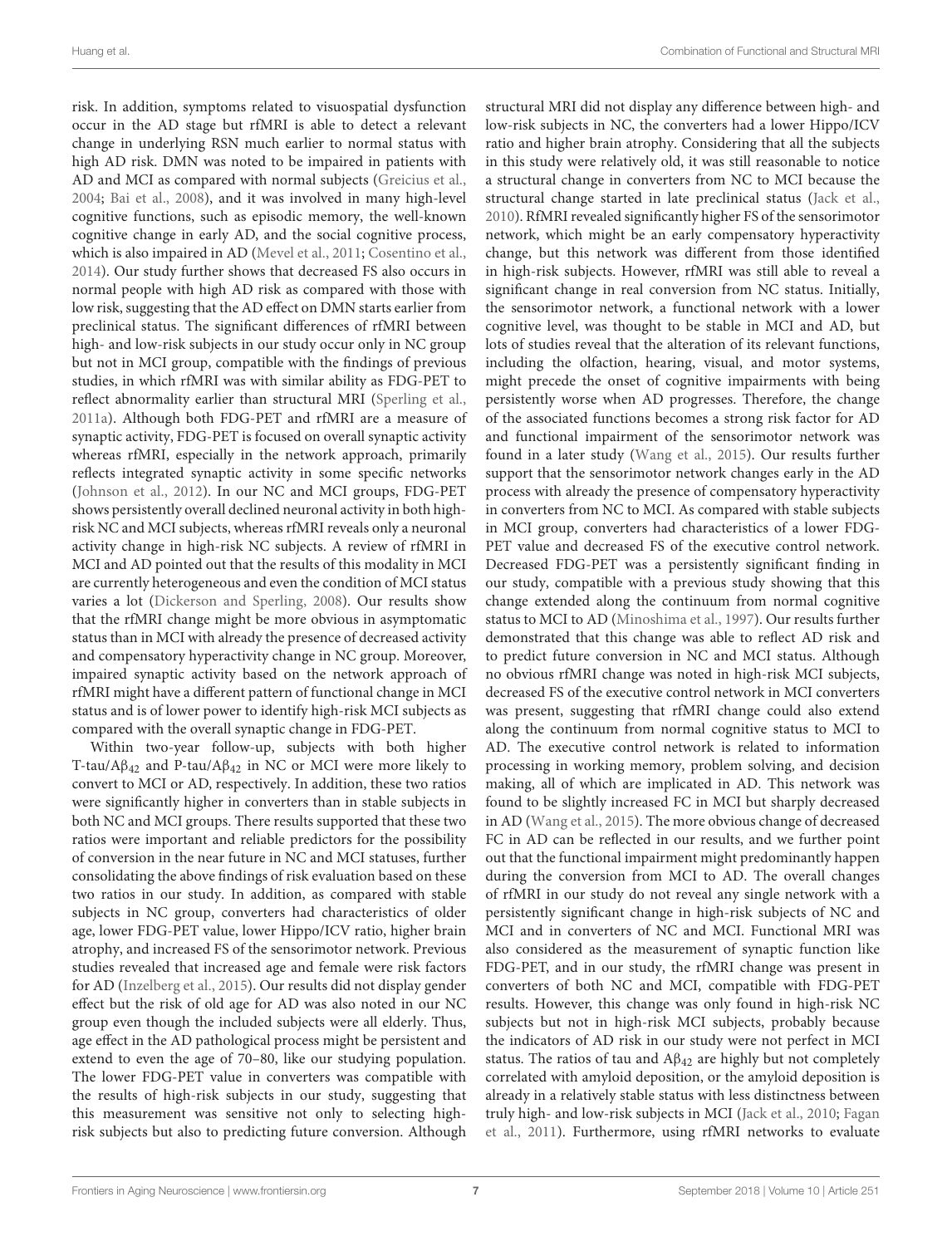risk. In addition, symptoms related to visuospatial dysfunction occur in the AD stage but rfMRI is able to detect a relevant change in underlying RSN much earlier to normal status with high AD risk. DMN was noted to be impaired in patients with AD and MCI as compared with normal subjects (Greicius et al., 2004; Bai et al., 2008), and it was involved in many high-level cognitive functions, such as episodic memory, the well-known cognitive change in early AD, and the social cognitive process, which is also impaired in AD (Mevel et al., 2011; Cosentino et al., 2014). Our study further shows that decreased FS also occurs in normal people with high AD risk as compared with those with low risk, suggesting that the AD effect on DMN starts earlier from preclinical status. The significant differences of rfMRI between high- and low-risk subjects in our study occur only in NC group but not in MCI group, compatible with the findings of previous studies, in which rfMRI was with similar ability as FDG-PET to reflect abnormality earlier than structural MRI (Sperling et al., 2011a). Although both FDG-PET and rfMRI are a measure of synaptic activity, FDG-PET is focused on overall synaptic activity whereas rfMRI, especially in the network approach, primarily reflects integrated synaptic activity in some specific networks (Johnson et al., 2012). In our NC and MCI groups, FDG-PET shows persistently overall declined neuronal activity in both high-risk NC and MCI subjects, whereas rfMRI reveals only a neuronal activity change in high-risk NC subjects. A review of rfMRI in MCI and AD pointed out that the results of this modality in MCI are currently heterogeneous and even the condition of MCI status varies a lot (Dickerson and Sperling, 2008). Our results show that the rfMRI change might be more obvious in asymptomatic status than in MCI with already the presence of decreased activity and compensatory hyperactivity change in NC group. Moreover, impaired synaptic activity based on the network approach of rfMRI might have a different pattern of functional change in MCI status and is of lower power to identify high-risk MCI subjects as compared with the overall synaptic change in FDG-PET.

Within two-year follow-up, subjects with both higher T-tau/A$\beta_{42}$ and P-tau/A$\beta_{42}$ in NC or MCI were more likely to convert to MCI or AD, respectively. In addition, these two ratios were significantly higher in converters than in stable subjects in both NC and MCI groups. There results supported that these two ratios were important and reliable predictors for the possibility of conversion in the near future in NC and MCI statuses, further consolidating the above findings of risk evaluation based on these two ratios in our study. In addition, as compared with stable subjects in NC group, converters had characteristics of older age, lower FDG-PET value, lower Hippo/ICV ratio, higher brain atrophy, and increased FS of the sensorimotor network. Previous studies revealed that increased age and female were risk factors for AD (Inzelberg et al., 2015). Our results did not display gender effect but the risk of old age for AD was also noted in our NC group even though the included subjects were all elderly. Thus, age effect in the AD pathological process might be persistent and extend to even the age of 70–80, like our studying population. The lower FDG-PET value in converters was compatible with the results of high-risk subjects in our study, suggesting that this measurement was sensitive not only to selecting high-risk subjects but also to predicting future conversion. Although structural MRI did not display any difference between high- and low-risk subjects in NC, the converters had a lower Hippo/ICV ratio and higher brain atrophy. Considering that all the subjects in this study were relatively old, it was still reasonable to notice a structural change in converters from NC to MCI because the structural change started in late preclinical status (Jack et al., 2010). RfMRI revealed significantly higher FS of the sensorimotor network, which might be an early compensatory hyperactivity change, but this network was different from those identified in high-risk subjects. However, rfMRI was still able to reveal a significant change in real conversion from NC status. Initially, the sensorimotor network, a functional network with a lower cognitive level, was thought to be stable in MCI and AD, but lots of studies reveal that the alteration of its relevant functions, including the olfaction, hearing, visual, and motor systems, might precede the onset of cognitive impairments with being persistently worse when AD progresses. Therefore, the change of the associated functions becomes a strong risk factor for AD and functional impairment of the sensorimotor network was found in a later study (Wang et al., 2015). Our results further support that the sensorimotor network changes early in the AD process with already the presence of compensatory hyperactivity in converters from NC to MCI. As compared with stable subjects in MCI group, converters had characteristics of a lower FDG-PET value and decreased FS of the executive control network. Decreased FDG-PET was a persistently significant finding in our study, compatible with a previous study showing that this change extended along the continuum from normal cognitive status to MCI to AD (Minoshima et al., 1997). Our results further demonstrated that this change was able to reflect AD risk and to predict future conversion in NC and MCI status. Although no obvious rfMRI change was noted in high-risk MCI subjects, decreased FS of the executive control network in MCI converters was present, suggesting that rfMRI change could also extend along the continuum from normal cognitive status to MCI to AD. The executive control network is related to information processing in working memory, problem solving, and decision making, all of which are implicated in AD. This network was found to be slightly increased FC in MCI but sharply decreased in AD (Wang et al., 2015). The more obvious change of decreased FC in AD can be reflected in our results, and we further point out that the functional impairment might predominantly happen during the conversion from MCI to AD. The overall changes of rfMRI in our study do not reveal any single network with a persistently significant change in high-risk subjects of NC and MCI and in converters of NC and MCI. Functional MRI was also considered as the measurement of synaptic function like FDG-PET, and in our study, the rfMRI change was present in converters of both NC and MCI, compatible with FDG-PET results. However, this change was only found in high-risk NC subjects but not in high-risk MCI subjects, probably because the indicators of AD risk in our study were not perfect in MCI status. The ratios of tau and A$\beta_{42}$ are highly but not completely correlated with amyloid deposition, or the amyloid deposition is already in a relatively stable status with less distinctness between truly high- and low-risk subjects in MCI (Jack et al., 2010; Fagan et al., 2011). Furthermore, using rfMRI networks to evaluate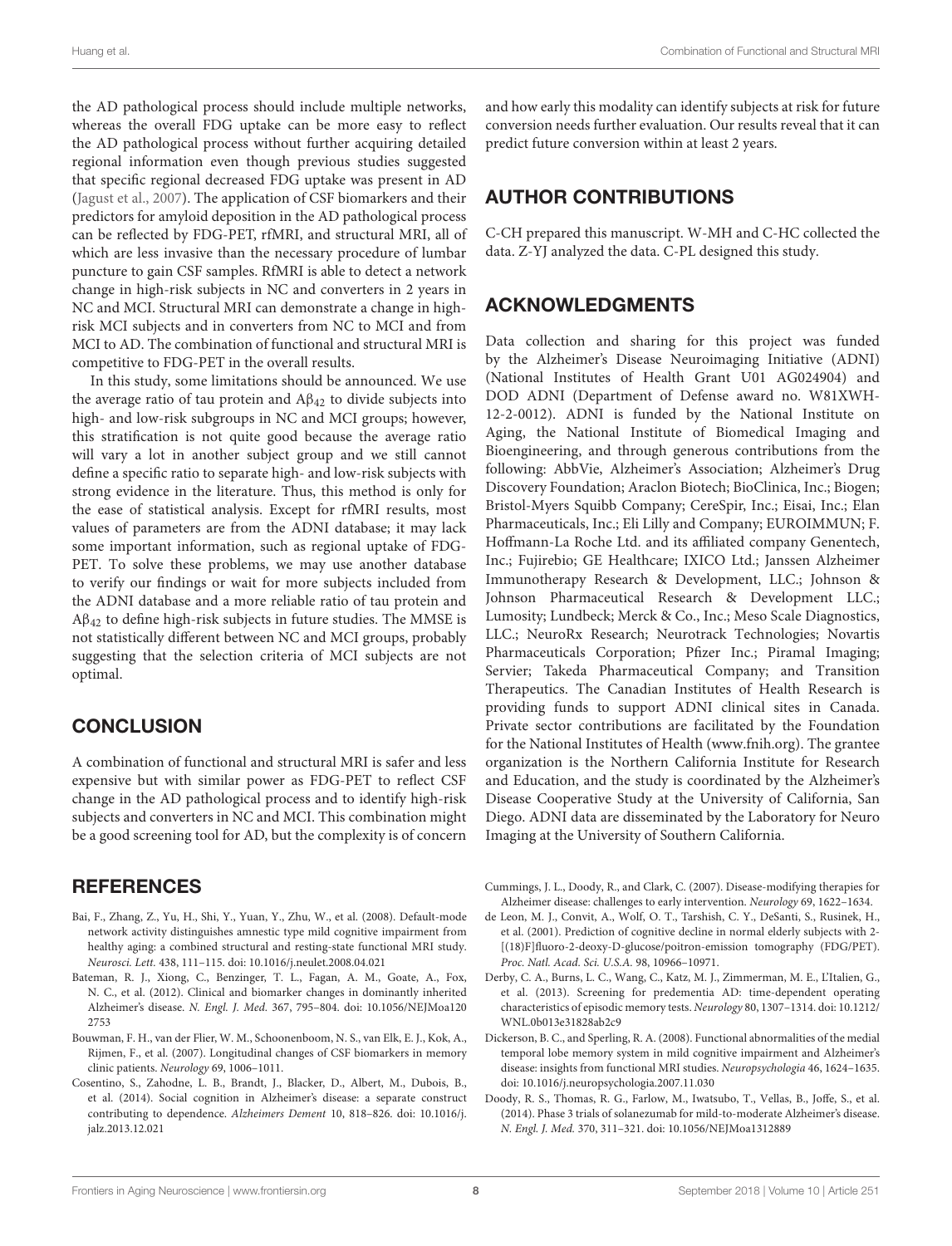the AD pathological process should include multiple networks, whereas the overall FDG uptake can be more easy to reflect the AD pathological process without further acquiring detailed regional information even though previous studies suggested that specific regional decreased FDG uptake was present in AD (Jagust et al., 2007). The application of CSF biomarkers and their predictors for amyloid deposition in the AD pathological process can be reflected by FDG-PET, rfMRI, and structural MRI, all of which are less invasive than the necessary procedure of lumbar puncture to gain CSF samples. RfMRI is able to detect a network change in high-risk subjects in NC and converters in 2 years in NC and MCI. Structural MRI can demonstrate a change in high-risk MCI subjects and in converters from NC to MCI and from MCI to AD. The combination of functional and structural MRI is competitive to FDG-PET in the overall results.

In this study, some limitations should be announced. We use the average ratio of tau protein and $A\beta_{42}$ to divide subjects into high- and low-risk subgroups in NC and MCI groups; however, this stratification is not quite good because the average ratio will vary a lot in another subject group and we still cannot define a specific ratio to separate high- and low-risk subjects with strong evidence in the literature. Thus, this method is only for the ease of statistical analysis. Except for rfMRI results, most values of parameters are from the ADNI database; it may lack some important information, such as regional uptake of FDG-PET. To solve these problems, we may use another database to verify our findings or wait for more subjects included from the ADNI database and a more reliable ratio of tau protein and $A\beta_{42}$ to define high-risk subjects in future studies. The MMSE is not statistically different between NC and MCI groups, probably suggesting that the selection criteria of MCI subjects are not optimal.

## CONCLUSION

A combination of functional and structural MRI is safer and less expensive but with similar power as FDG-PET to reflect CSF change in the AD pathological process and to identify high-risk subjects and converters in NC and MCI. This combination might be a good screening tool for AD, but the complexity is of concern and how early this modality can identify subjects at risk for future conversion needs further evaluation. Our results reveal that it can predict future conversion within at least 2 years.

## AUTHOR CONTRIBUTIONS

C-CH prepared this manuscript. W-MH and C-HC collected the data. Z-YJ analyzed the data. C-PL designed this study.

## ACKNOWLEDGMENTS

Data collection and sharing for this project was funded by the Alzheimer's Disease Neuroimaging Initiative (ADNI) (National Institutes of Health Grant U01 AG024904) and DOD ADNI (Department of Defense award no. W81XWH-12-2-0012). ADNI is funded by the National Institute on Aging, the National Institute of Biomedical Imaging and Bioengineering, and through generous contributions from the following: AbbVie, Alzheimer's Association; Alzheimer's Drug Discovery Foundation; Araclon Biotech; BioClinica, Inc.; Biogen; Bristol-Myers Squibb Company; CereSpir, Inc.; Eisai, Inc.; Elan Pharmaceuticals, Inc.; Eli Lilly and Company; EUROIMMUN; F. Hoffmann-La Roche Ltd. and its affiliated company Genentech, Inc.; Fujirebio; GE Healthcare; IXICO Ltd.; Janssen Alzheimer Immunotherapy Research & Development, LLC.; Johnson & Johnson Pharmaceutical Research & Development LLC.; Lumosity; Lundbeck; Merck & Co., Inc.; Meso Scale Diagnostics, LLC.; NeuroRx Research; Neurotrack Technologies; Novartis Pharmaceuticals Corporation; Pfizer Inc.; Piramal Imaging; Servier; Takeda Pharmaceutical Company; and Transition Therapeutics. The Canadian Institutes of Health Research is providing funds to support ADNI clinical sites in Canada. Private sector contributions are facilitated by the Foundation for the National Institutes of Health (www.fnih.org). The grantee organization is the Northern California Institute for Research and Education, and the study is coordinated by the Alzheimer's Disease Cooperative Study at the University of California, San Diego. ADNI data are disseminated by the Laboratory for Neuro Imaging at the University of Southern California.

## REFERENCES

Bai, F., Zhang, Z., Yu, H., Shi, Y., Yuan, Y., Zhu, W., et al. (2008). Default-mode network activity distinguishes amnestic type mild cognitive impairment from healthy aging: a combined structural and resting-state functional MRI study. *Neurosci. Lett.* 438, 111–115. doi: 10.1016/j.neulet.2008.04.021

Bateman, R. J., Xiong, C., Benzinger, T. L., Fagan, A. M., Goate, A., Fox, N. C., et al. (2012). Clinical and biomarker changes in dominantly inherited Alzheimer's disease. *N. Engl. J. Med.* 367, 795–804. doi: 10.1056/NEJMoa1202753

Bouwman, F. H., van der Flier, W. M., Schoonenboom, N. S., van Elk, E. J., Kok, A., Rijmen, F., et al. (2007). Longitudinal changes of CSF biomarkers in memory clinic patients. *Neurology* 69, 1006–1011.

Cosentino, S., Zahodne, L. B., Brandt, J., Blacker, D., Albert, M., Dubois, B., et al. (2014). Social cognition in Alzheimer's disease: a separate construct contributing to dependence. *Alzheimers Dement* 10, 818–826. doi: 10.1016/j.jalz.2013.12.021

Cummings, J. L., Doody, R., and Clark, C. (2007). Disease-modifying therapies for Alzheimer disease: challenges to early intervention. *Neurology* 69, 1622–1634.

de Leon, M. J., Convit, A., Wolf, O. T., Tarshish, C. Y., DeSanti, S., Rusinek, H., et al. (2001). Prediction of cognitive decline in normal elderly subjects with 2-[(18)F]fluoro-2-deoxy-D-glucose/poitron-emission tomography (FDG/PET). *Proc. Natl. Acad. Sci. U.S.A.* 98, 10966–10971.

Derby, C. A., Burns, L. C., Wang, C., Katz, M. J., Zimmerman, M. E., L'Italien, G., et al. (2013). Screening for predementia AD: time-dependent operating characteristics of episodic memory tests. *Neurology* 80, 1307–1314. doi: 10.1212/WNL.0b013e31828ab2c9

Dickerson, B. C., and Sperling, R. A. (2008). Functional abnormalities of the medial temporal lobe memory system in mild cognitive impairment and Alzheimer's disease: insights from functional MRI studies. *Neuropsychologia* 46, 1624–1635. doi: 10.1016/j.neuropsychologia.2007.11.030

Doody, R. S., Thomas, R. G., Farlow, M., Iwatsubo, T., Vellas, B., Joffe, S., et al. (2014). Phase 3 trials of solanezumab for mild-to-moderate Alzheimer's disease. *N. Engl. J. Med.* 370, 311–321. doi: 10.1056/NEJMoa1312889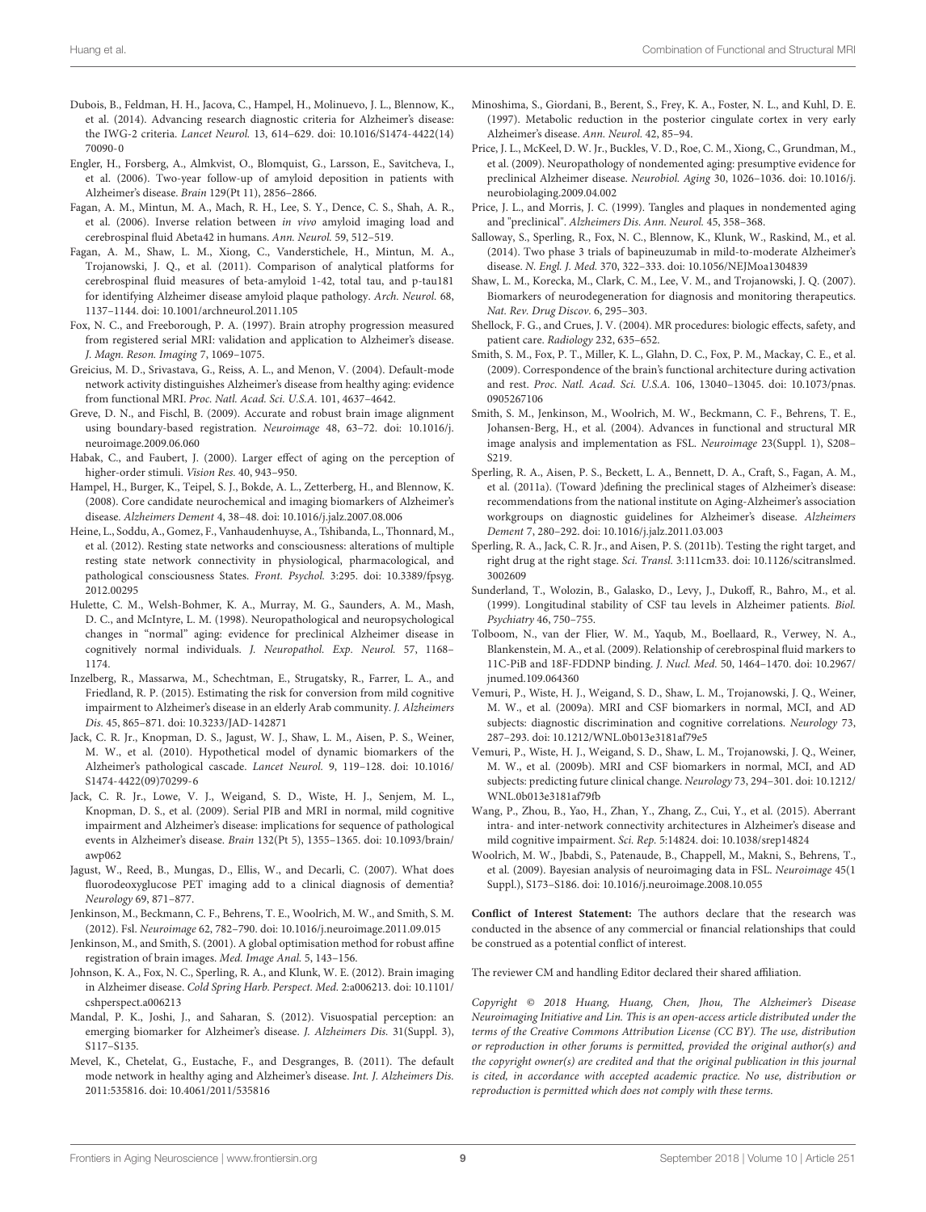Dubois, B., Feldman, H. H., Jacova, C., Hampel, H., Molinuevo, J. L., Blennow, K., et al. (2014). Advancing research diagnostic criteria for Alzheimer's disease: the IWG-2 criteria. *Lancet Neurol.* 13, 614–629. doi: 10.1016/S1474-4422(14)70090-0

Engler, H., Forsberg, A., Almkvist, O., Blomquist, G., Larsson, E., Savitcheva, I., et al. (2006). Two-year follow-up of amyloid deposition in patients with Alzheimer's disease. *Brain* 129(Pt 11), 2856–2866.

Fagan, A. M., Mintun, M. A., Mach, R. H., Lee, S. Y., Dence, C. S., Shah, A. R., et al. (2006). Inverse relation between *in vivo* amyloid imaging load and cerebrospinal fluid Abeta42 in humans. *Ann. Neurol.* 59, 512–519.

Fagan, A. M., Shaw, L. M., Xiong, C., Vanderstichele, H., Mintun, M. A., Trojanowski, J. Q., et al. (2011). Comparison of analytical platforms for cerebrospinal fluid measures of beta-amyloid 1-42, total tau, and p-tau181 for identifying Alzheimer disease amyloid plaque pathology. *Arch. Neurol.* 68, 1137–1144. doi: 10.1001/archneurol.2011.105

Fox, N. C., and Freeborough, P. A. (1997). Brain atrophy progression measured from registered serial MRI: validation and application to Alzheimer's disease. *J. Magn. Reson. Imaging* 7, 1069–1075.

Greicius, M. D., Srivastava, G., Reiss, A. L., and Menon, V. (2004). Default-mode network activity distinguishes Alzheimer's disease from healthy aging: evidence from functional MRI. *Proc. Natl. Acad. Sci. U.S.A.* 101, 4637–4642.

Greve, D. N., and Fischl, B. (2009). Accurate and robust brain image alignment using boundary-based registration. *Neuroimage* 48, 63–72. doi: 10.1016/j.neuroimage.2009.06.060

Habak, C., and Faubert, J. (2000). Larger effect of aging on the perception of higher-order stimuli. *Vision Res.* 40, 943–950.

Hampel, H., Burger, K., Teipel, S. J., Bokde, A. L., Zetterberg, H., and Blennow, K. (2008). Core candidate neurochemical and imaging biomarkers of Alzheimer's disease. *Alzheimers Dement* 4, 38–48. doi: 10.1016/j.jalz.2007.08.006

Heine, L., Soddu, A., Gomez, F., Vanhaudenhuyse, A., Tshibanda, L., Thonnard, M., et al. (2012). Resting state networks and consciousness: alterations of multiple resting state network connectivity in physiological, pharmacological, and pathological consciousness States. *Front. Psychol.* 3:295. doi: 10.3389/fpsyg.2012.00295

Hulette, C. M., Welsh-Bohmer, K. A., Murray, M. G., Saunders, A. M., Mash, D. C., and McIntyre, L. M. (1998). Neuropathological and neuropsychological changes in "normal" aging: evidence for preclinical Alzheimer disease in cognitively normal individuals. *J. Neuropathol. Exp. Neurol.* 57, 1168–1174.

Inzelberg, R., Massarwa, M., Schechtman, E., Strugatsky, R., Farrer, L. A., and Friedland, R. P. (2015). Estimating the risk for conversion from mild cognitive impairment to Alzheimer's disease in an elderly Arab community. *J. Alzheimers Dis.* 45, 865–871. doi: 10.3233/JAD-142871

Jack, C. R. Jr., Knopman, D. S., Jagust, W. J., Shaw, L. M., Aisen, P. S., Weiner, M. W., et al. (2010). Hypothetical model of dynamic biomarkers of the Alzheimer's pathological cascade. *Lancet Neurol.* 9, 119–128. doi: 10.1016/S1474-4422(09)70299-6

Jack, C. R. Jr., Lowe, V. J., Weigand, S. D., Wiste, H. J., Senjem, M. L., Knopman, D. S., et al. (2009). Serial PIB and MRI in normal, mild cognitive impairment and Alzheimer's disease: implications for sequence of pathological events in Alzheimer's disease. *Brain* 132(Pt 5), 1355–1365. doi: 10.1093/brain/awp062

Jagust, W., Reed, B., Mungas, D., Ellis, W., and Decarli, C. (2007). What does fluorodeoxyglucose PET imaging add to a clinical diagnosis of dementia? *Neurology* 69, 871–877.

Jenkinson, M., Beckmann, C. F., Behrens, T. E., Woolrich, M. W., and Smith, S. M. (2012). Fsl. *Neuroimage* 62, 782–790. doi: 10.1016/j.neuroimage.2011.09.015

Jenkinson, M., and Smith, S. (2001). A global optimisation method for robust affine registration of brain images. *Med. Image Anal.* 5, 143–156.

Johnson, K. A., Fox, N. C., Sperling, R. A., and Klunk, W. E. (2012). Brain imaging in Alzheimer disease. *Cold Spring Harb. Perspect. Med.* 2:a006213. doi: 10.1101/cshperspect.a006213

Mandal, P. K., Joshi, J., and Saharan, S. (2012). Visuospatial perception: an emerging biomarker for Alzheimer's disease. *J. Alzheimers Dis.* 31(Suppl. 3), S117–S135.

Mevel, K., Chetelat, G., Eustache, F., and Desgranges, B. (2011). The default mode network in healthy aging and Alzheimer's disease. *Int. J. Alzheimers Dis.* 2011:535816. doi: 10.4061/2011/535816

Minoshima, S., Giordani, B., Berent, S., Frey, K. A., Foster, N. L., and Kuhl, D. E. (1997). Metabolic reduction in the posterior cingulate cortex in very early Alzheimer's disease. *Ann. Neurol.* 42, 85–94.

Price, J. L., McKeel, D. W. Jr., Buckles, V. D., Roe, C. M., Xiong, C., Grundman, M., et al. (2009). Neuropathology of nondemented aging: presumptive evidence for preclinical Alzheimer disease. *Neurobiol. Aging* 30, 1026–1036. doi: 10.1016/j.neurobiolaging.2009.04.002

Price, J. L., and Morris, J. C. (1999). Tangles and plaques in nondemented aging and "preclinical". *Alzheimers Dis. Ann. Neurol.* 45, 358–368.

Salloway, S., Sperling, R., Fox, N. C., Blennow, K., Klunk, W., Raskind, M., et al. (2014). Two phase 3 trials of bapineuzumab in mild-to-moderate Alzheimer's disease. *N. Engl. J. Med.* 370, 322–333. doi: 10.1056/NEJMoa1304839

Shaw, L. M., Korecka, M., Clark, C. M., Lee, V. M., and Trojanowski, J. Q. (2007). Biomarkers of neurodegeneration for diagnosis and monitoring therapeutics. *Nat. Rev. Drug Discov.* 6, 295–303.

Shellock, F. G., and Crues, J. V. (2004). MR procedures: biologic effects, safety, and patient care. *Radiology* 232, 635–652.

Smith, S. M., Fox, P. T., Miller, K. L., Glahn, D. C., Fox, P. M., Mackay, C. E., et al. (2009). Correspondence of the brain's functional architecture during activation and rest. *Proc. Natl. Acad. Sci. U.S.A.* 106, 13040–13045. doi: 10.1073/pnas.0905267106

Smith, S. M., Jenkinson, M., Woolrich, M. W., Beckmann, C. F., Behrens, T. E., Johansen-Berg, H., et al. (2004). Advances in functional and structural MR image analysis and implementation as FSL. *Neuroimage* 23(Suppl. 1), S208–S219.

Sperling, R. A., Aisen, P. S., Beckett, L. A., Bennett, D. A., Craft, S., Fagan, A. M., et al. (2011a). (Toward )defining the preclinical stages of Alzheimer's disease: recommendations from the national institute on Aging-Alzheimer's association workgroups on diagnostic guidelines for Alzheimer's disease. *Alzheimers Dement* 7, 280–292. doi: 10.1016/j.jalz.2011.03.003

Sperling, R. A., Jack, C. R. Jr., and Aisen, P. S. (2011b). Testing the right target, and right drug at the right stage. *Sci. Transl.* 3:111cm33. doi: 10.1126/scitranslmed.3002609

Sunderland, T., Wolozin, B., Galasko, D., Levy, J., Dukoff, R., Bahro, M., et al. (1999). Longitudinal stability of CSF tau levels in Alzheimer patients. *Biol. Psychiatry* 46, 750–755.

Tolboom, N., van der Flier, W. M., Yaqub, M., Boellaard, R., Verwey, N. A., Blankenstein, M. A., et al. (2009). Relationship of cerebrospinal fluid markers to 11C-PiB and 18F-FDDNP binding. *J. Nucl. Med.* 50, 1464–1470. doi: 10.2967/jnumed.109.064360

Vemuri, P., Wiste, H. J., Weigand, S. D., Shaw, L. M., Trojanowski, J. Q., Weiner, M. W., et al. (2009a). MRI and CSF biomarkers in normal, MCI, and AD subjects: diagnostic discrimination and cognitive correlations. *Neurology* 73, 287–293. doi: 10.1212/WNL.0b013e3181af79e5

Vemuri, P., Wiste, H. J., Weigand, S. D., Shaw, L. M., Trojanowski, J. Q., Weiner, M. W., et al. (2009b). MRI and CSF biomarkers in normal, MCI, and AD subjects: predicting future clinical change. *Neurology* 73, 294–301. doi: 10.1212/WNL.0b013e3181af79fb

Wang, P., Zhou, B., Yao, H., Zhan, Y., Zhang, Z., Cui, Y., et al. (2015). Aberrant intra- and inter-network connectivity architectures in Alzheimer's disease and mild cognitive impairment. *Sci. Rep.* 5:14824. doi: 10.1038/srep14824

Woolrich, M. W., Jbabdi, S., Patenaude, B., Chappell, M., Makni, S., Behrens, T., et al. (2009). Bayesian analysis of neuroimaging data in FSL. *Neuroimage* 45(1 Suppl.), S173–S186. doi: 10.1016/j.neuroimage.2008.10.055

**Conflict of Interest Statement:** The authors declare that the research was conducted in the absence of any commercial or financial relationships that could be construed as a potential conflict of interest.

The reviewer CM and handling Editor declared their shared affiliation.

*Copyright © 2018 Huang, Huang, Chen, Jhou, The Alzheimer's Disease Neuroimaging Initiative and Lin. This is an open-access article distributed under the terms of the Creative Commons Attribution License (CC BY). The use, distribution or reproduction in other forums is permitted, provided the original author(s) and the copyright owner(s) are credited and that the original publication in this journal is cited, in accordance with accepted academic practice. No use, distribution or reproduction is permitted which does not comply with these terms.*